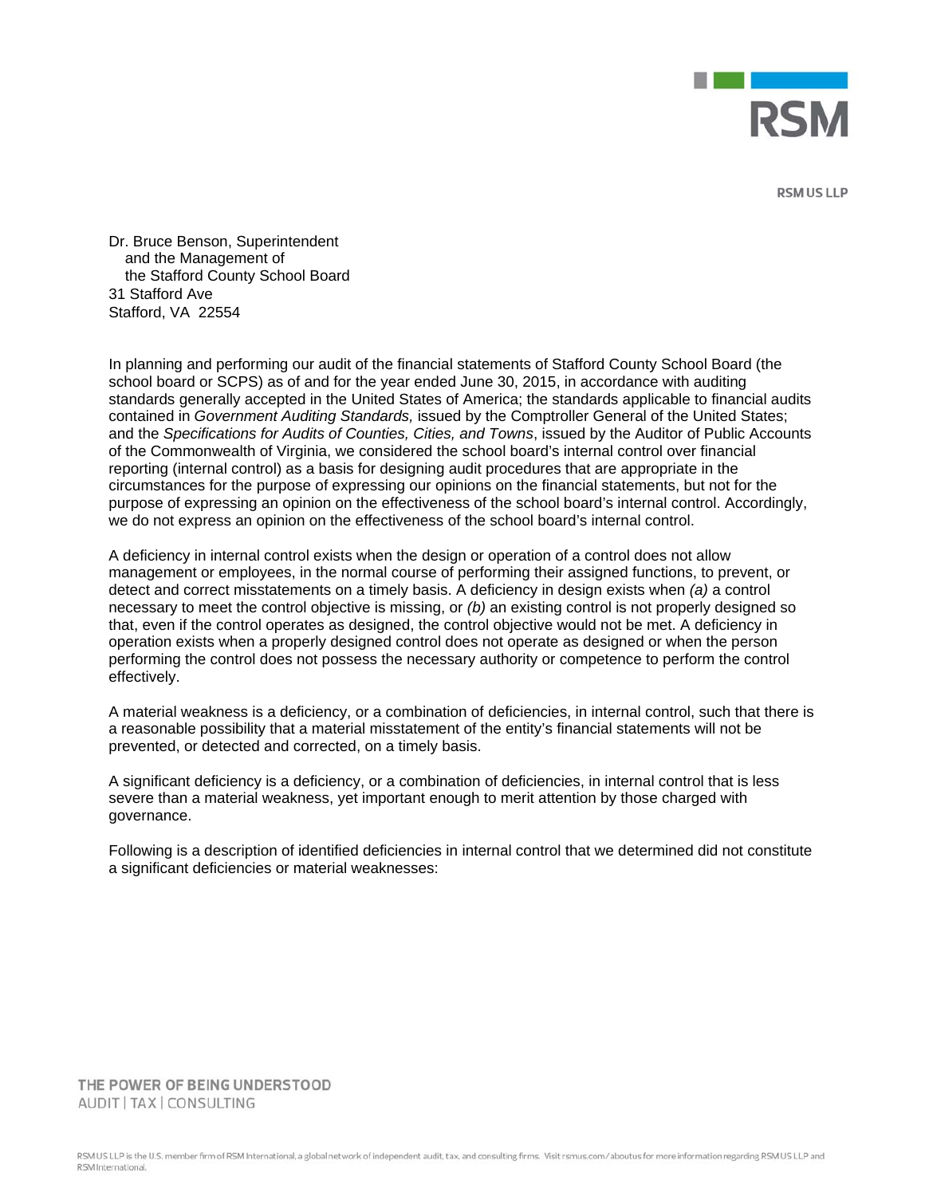RSM

RSM US LLP

Dr. Bruce Benson, Superintendent
and the Management of
the Stafford County School Board
31 Stafford Ave
Stafford, VA 22554

In planning and performing our audit of the financial statements of Stafford County School Board (the school board or SCPS) as of and for the year ended June 30, 2015, in accordance with auditing standards generally accepted in the United States of America; the standards applicable to financial audits contained in *Government Auditing Standards,* issued by the Comptroller General of the United States; and the *Specifications for Audits of Counties, Cities, and Towns*, issued by the Auditor of Public Accounts of the Commonwealth of Virginia, we considered the school board's internal control over financial reporting (internal control) as a basis for designing audit procedures that are appropriate in the circumstances for the purpose of expressing our opinions on the financial statements, but not for the purpose of expressing an opinion on the effectiveness of the school board's internal control. Accordingly, we do not express an opinion on the effectiveness of the school board's internal control.

A deficiency in internal control exists when the design or operation of a control does not allow management or employees, in the normal course of performing their assigned functions, to prevent, or detect and correct misstatements on a timely basis. A deficiency in design exists when *(a)* a control necessary to meet the control objective is missing, or *(b)* an existing control is not properly designed so that, even if the control operates as designed, the control objective would not be met. A deficiency in operation exists when a properly designed control does not operate as designed or when the person performing the control does not possess the necessary authority or competence to perform the control effectively.

A material weakness is a deficiency, or a combination of deficiencies, in internal control, such that there is a reasonable possibility that a material misstatement of the entity's financial statements will not be prevented, or detected and corrected, on a timely basis.

A significant deficiency is a deficiency, or a combination of deficiencies, in internal control that is less severe than a material weakness, yet important enough to merit attention by those charged with governance.

Following is a description of identified deficiencies in internal control that we determined did not constitute a significant deficiencies or material weaknesses: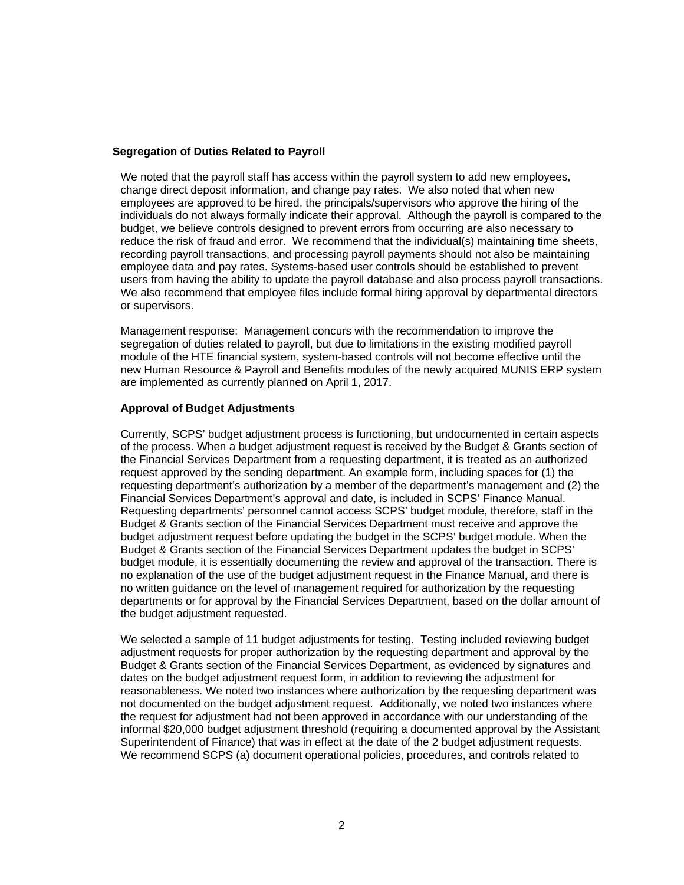### Segregation of Duties Related to Payroll

We noted that the payroll staff has access within the payroll system to add new employees, change direct deposit information, and change pay rates. We also noted that when new employees are approved to be hired, the principals/supervisors who approve the hiring of the individuals do not always formally indicate their approval. Although the payroll is compared to the budget, we believe controls designed to prevent errors from occurring are also necessary to reduce the risk of fraud and error. We recommend that the individual(s) maintaining time sheets, recording payroll transactions, and processing payroll payments should not also be maintaining employee data and pay rates. Systems-based user controls should be established to prevent users from having the ability to update the payroll database and also process payroll transactions. We also recommend that employee files include formal hiring approval by departmental directors or supervisors.

Management response: Management concurs with the recommendation to improve the segregation of duties related to payroll, but due to limitations in the existing modified payroll module of the HTE financial system, system-based controls will not become effective until the new Human Resource & Payroll and Benefits modules of the newly acquired MUNIS ERP system are implemented as currently planned on April 1, 2017.

### Approval of Budget Adjustments

Currently, SCPS' budget adjustment process is functioning, but undocumented in certain aspects of the process. When a budget adjustment request is received by the Budget & Grants section of the Financial Services Department from a requesting department, it is treated as an authorized request approved by the sending department. An example form, including spaces for (1) the requesting department's authorization by a member of the department's management and (2) the Financial Services Department's approval and date, is included in SCPS' Finance Manual. Requesting departments' personnel cannot access SCPS' budget module, therefore, staff in the Budget & Grants section of the Financial Services Department must receive and approve the budget adjustment request before updating the budget in the SCPS' budget module. When the Budget & Grants section of the Financial Services Department updates the budget in SCPS' budget module, it is essentially documenting the review and approval of the transaction. There is no explanation of the use of the budget adjustment request in the Finance Manual, and there is no written guidance on the level of management required for authorization by the requesting departments or for approval by the Financial Services Department, based on the dollar amount of the budget adjustment requested.

We selected a sample of 11 budget adjustments for testing. Testing included reviewing budget adjustment requests for proper authorization by the requesting department and approval by the Budget & Grants section of the Financial Services Department, as evidenced by signatures and dates on the budget adjustment request form, in addition to reviewing the adjustment for reasonableness. We noted two instances where authorization by the requesting department was not documented on the budget adjustment request. Additionally, we noted two instances where the request for adjustment had not been approved in accordance with our understanding of the informal $20,000 budget adjustment threshold (requiring a documented approval by the Assistant Superintendent of Finance) that was in effect at the date of the 2 budget adjustment requests. We recommend SCPS (a) document operational policies, procedures, and controls related to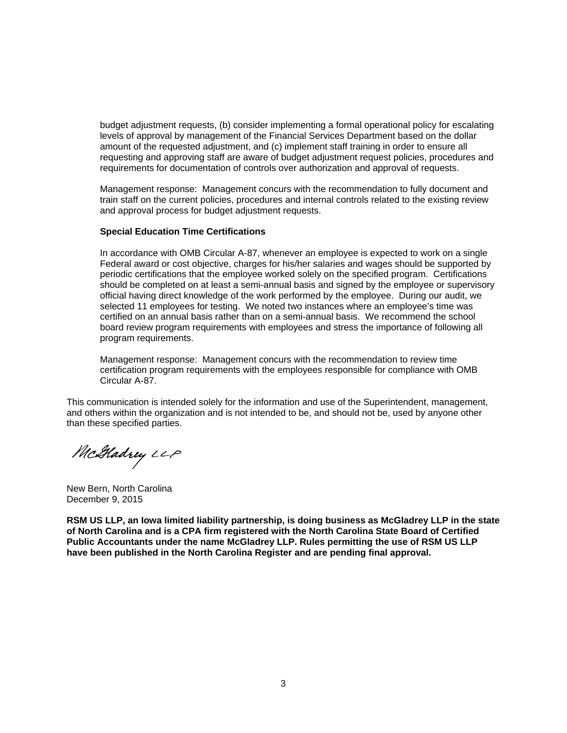budget adjustment requests, (b) consider implementing a formal operational policy for escalating levels of approval by management of the Financial Services Department based on the dollar amount of the requested adjustment, and (c) implement staff training in order to ensure all requesting and approving staff are aware of budget adjustment request policies, procedures and requirements for documentation of controls over authorization and approval of requests.

Management response: Management concurs with the recommendation to fully document and train staff on the current policies, procedures and internal controls related to the existing review and approval process for budget adjustment requests.

**Special Education Time Certifications**

In accordance with OMB Circular A-87, whenever an employee is expected to work on a single Federal award or cost objective, charges for his/her salaries and wages should be supported by periodic certifications that the employee worked solely on the specified program. Certifications should be completed on at least a semi-annual basis and signed by the employee or supervisory official having direct knowledge of the work performed by the employee. During our audit, we selected 11 employees for testing. We noted two instances where an employee's time was certified on an annual basis rather than on a semi-annual basis. We recommend the school board review program requirements with employees and stress the importance of following all program requirements.

Management response: Management concurs with the recommendation to review time certification program requirements with the employees responsible for compliance with OMB Circular A-87.

This communication is intended solely for the information and use of the Superintendent, management, and others within the organization and is not intended to be, and should not be, used by anyone other than these specified parties.

McGladrey LLP

New Bern, North Carolina
December 9, 2015

**RSM US LLP, an Iowa limited liability partnership, is doing business as McGladrey LLP in the state of North Carolina and is a CPA firm registered with the North Carolina State Board of Certified Public Accountants under the name McGladrey LLP. Rules permitting the use of RSM US LLP have been published in the North Carolina Register and are pending final approval.**